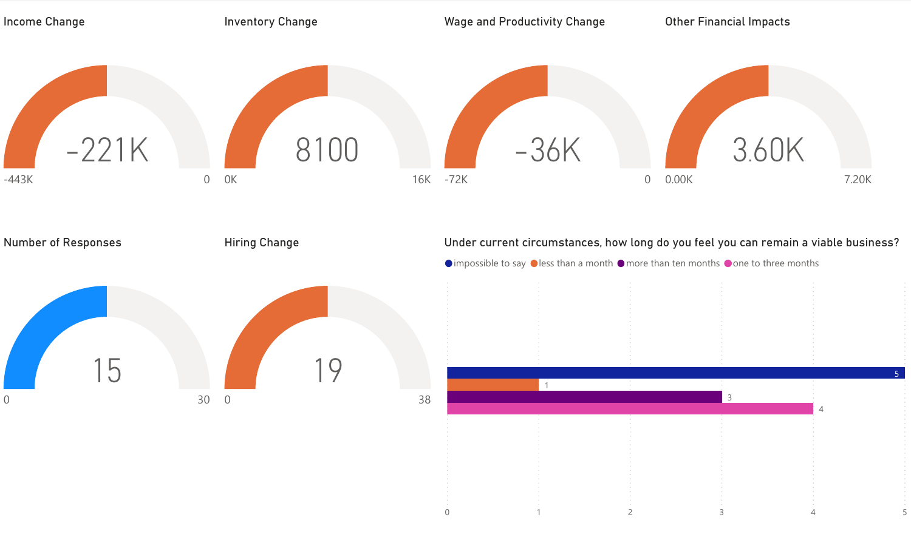## Income Change

-221K

-443K — 0

## Inventory Change

8100

0K — 16K

## Wage and Productivity Change

-36K

-72K — 0

## Other Financial Impacts

3.60K

0.00K — 7.20K

## Number of Responses

15

0 — 30

## Hiring Change

19

0 — 38

## Under current circumstances, how long do you feel you can remain a viable business?

| Response | Count |
|---|---|
| impossible to say | 5 |
| less than a month | 1 |
| more than ten months | 3 |
| one to three months | 4 |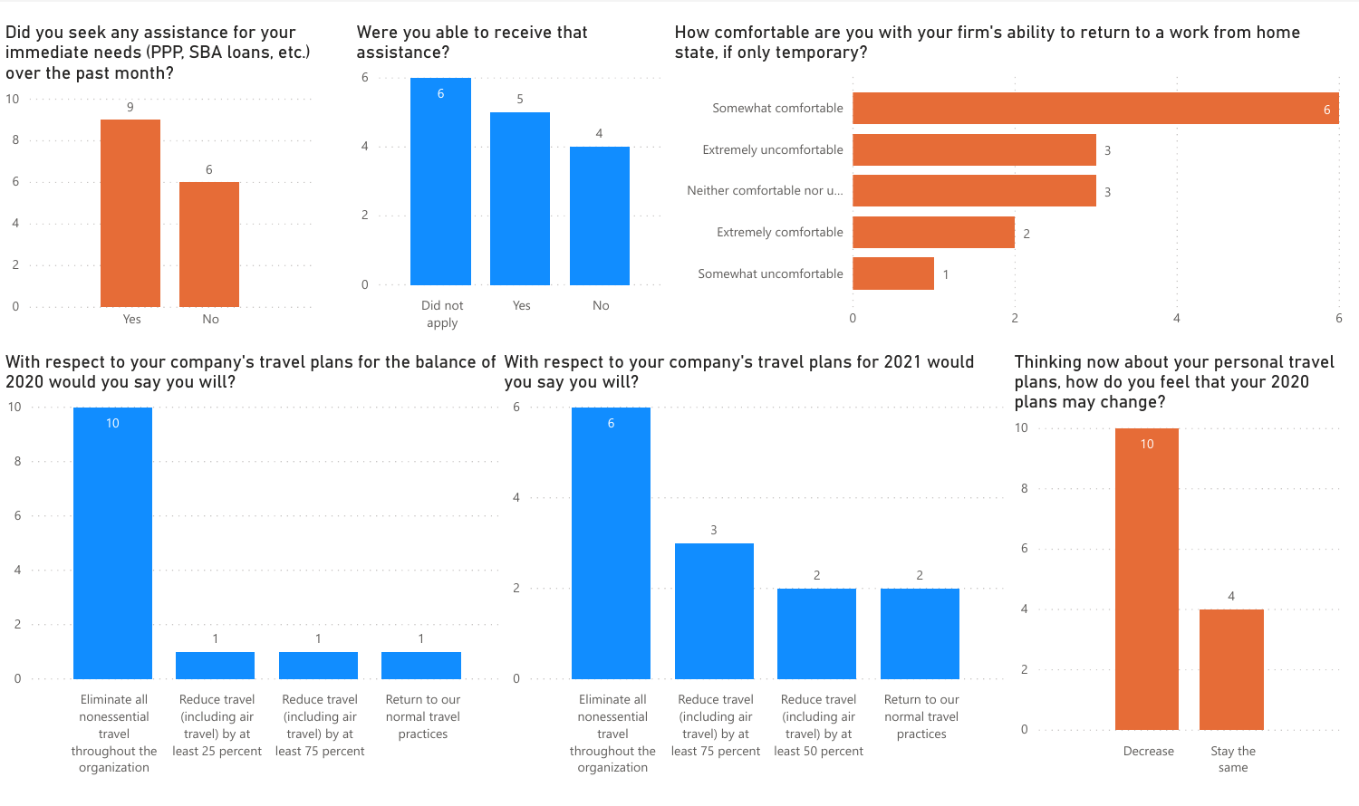Did you seek any assistance for your immediate needs (PPP, SBA loans, etc.) over the past month?

10
8
6
4
2
0

9
6

Yes
No

Were you able to receive that assistance?

6
4
2
0

6
5
4

Did not apply
Yes
No

How comfortable are you with your firm's ability to return to a work from home state, if only temporary?

Somewhat comfortable 6
Extremely uncomfortable 3
Neither comfortable nor u... 3
Extremely comfortable 2
Somewhat uncomfortable 1

0
2
4
6

With respect to your company's travel plans for the balance of 2020 would you say you will?

10
8
6
4
2
0

10
1
1
1

Eliminate all nonessential travel throughout the organization
Reduce travel (including air travel) by at least 25 percent
Reduce travel (including air travel) by at least 75 percent
Return to our normal travel practices

With respect to your company's travel plans for 2021 would you say you will?

6
4
2
0

6
3
2
2

Eliminate all nonessential travel throughout the organization
Reduce travel (including air travel) by at least 75 percent
Reduce travel (including air travel) by at least 50 percent
Return to our normal travel practices

Thinking now about your personal travel plans, how do you feel that your 2020 plans may change?

10
8
6
4
2
0

10
4

Decrease
Stay the same